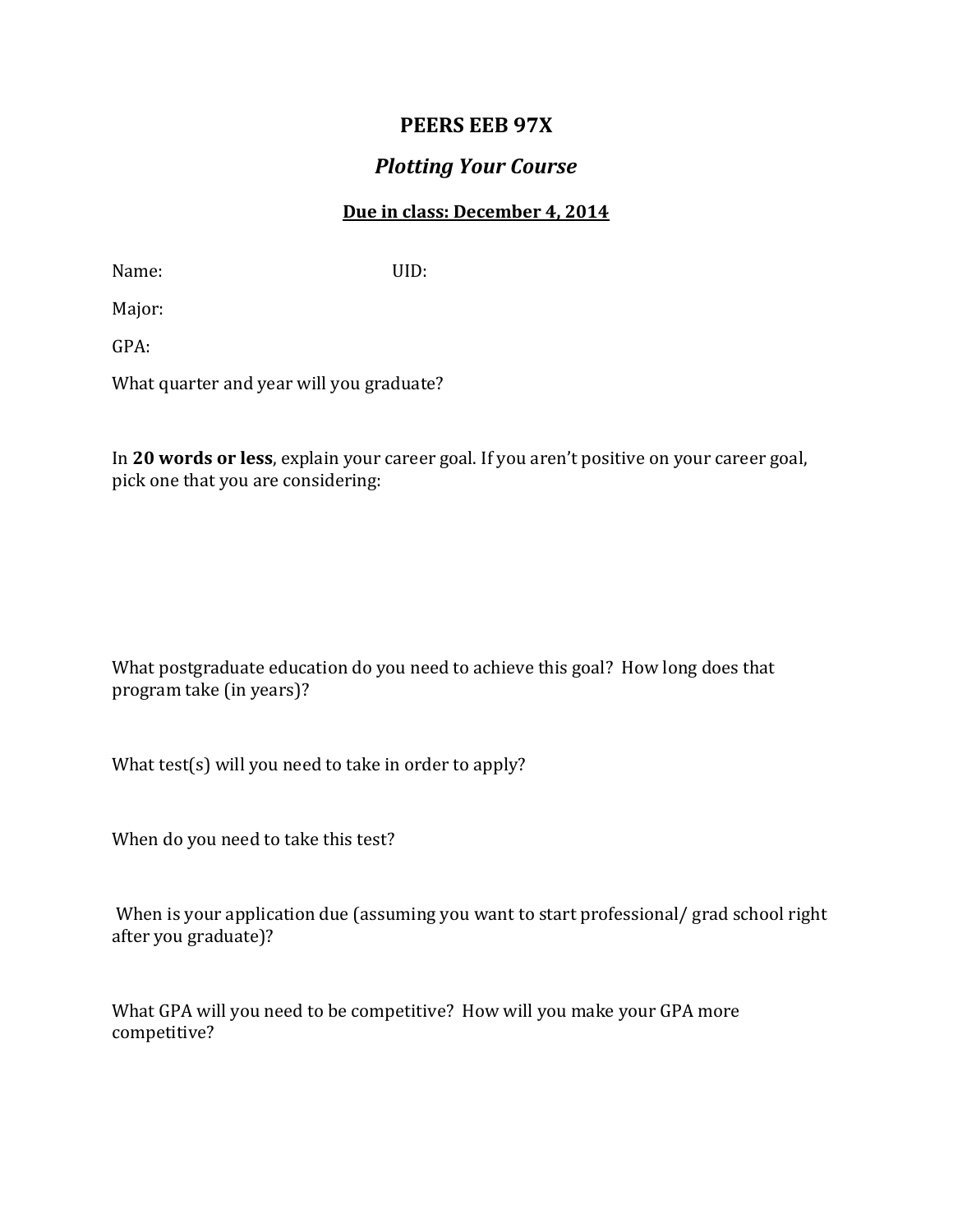# PEERS EEB 97X

## *Plotting Your Course*

**<u>Due in class: December 4, 2014</u>**

Name: UID:

Major:

GPA:

What quarter and year will you graduate?

In **20 words or less**, explain your career goal. If you aren't positive on your career goal, pick one that you are considering:

What postgraduate education do you need to achieve this goal? How long does that program take (in years)?

What test(s) will you need to take in order to apply?

When do you need to take this test?

When is your application due (assuming you want to start professional/ grad school right after you graduate)?

What GPA will you need to be competitive? How will you make your GPA more competitive?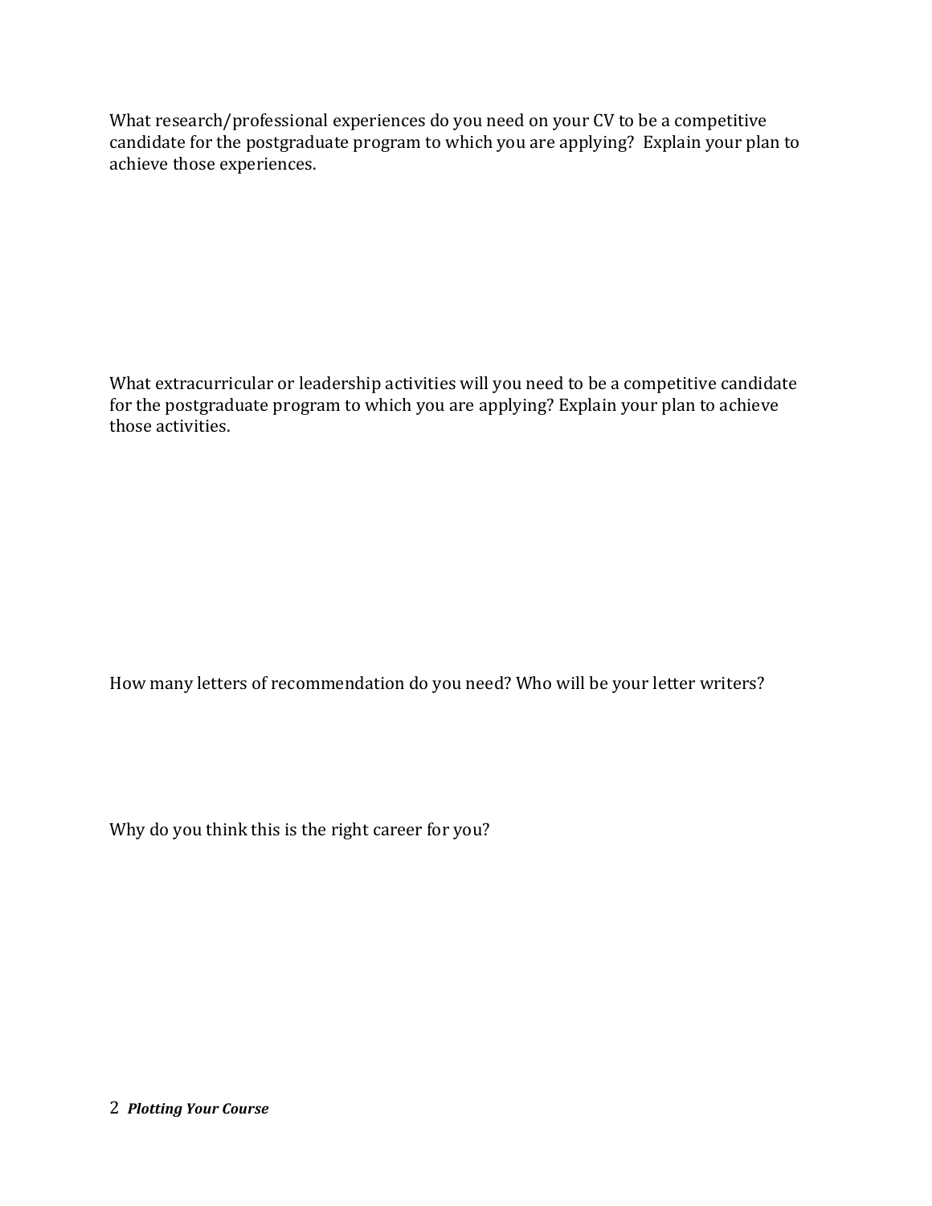What research/professional experiences do you need on your CV to be a competitive candidate for the postgraduate program to which you are applying? Explain your plan to achieve those experiences.

What extracurricular or leadership activities will you need to be a competitive candidate for the postgraduate program to which you are applying? Explain your plan to achieve those activities.

How many letters of recommendation do you need? Who will be your letter writers?

Why do you think this is the right career for you?